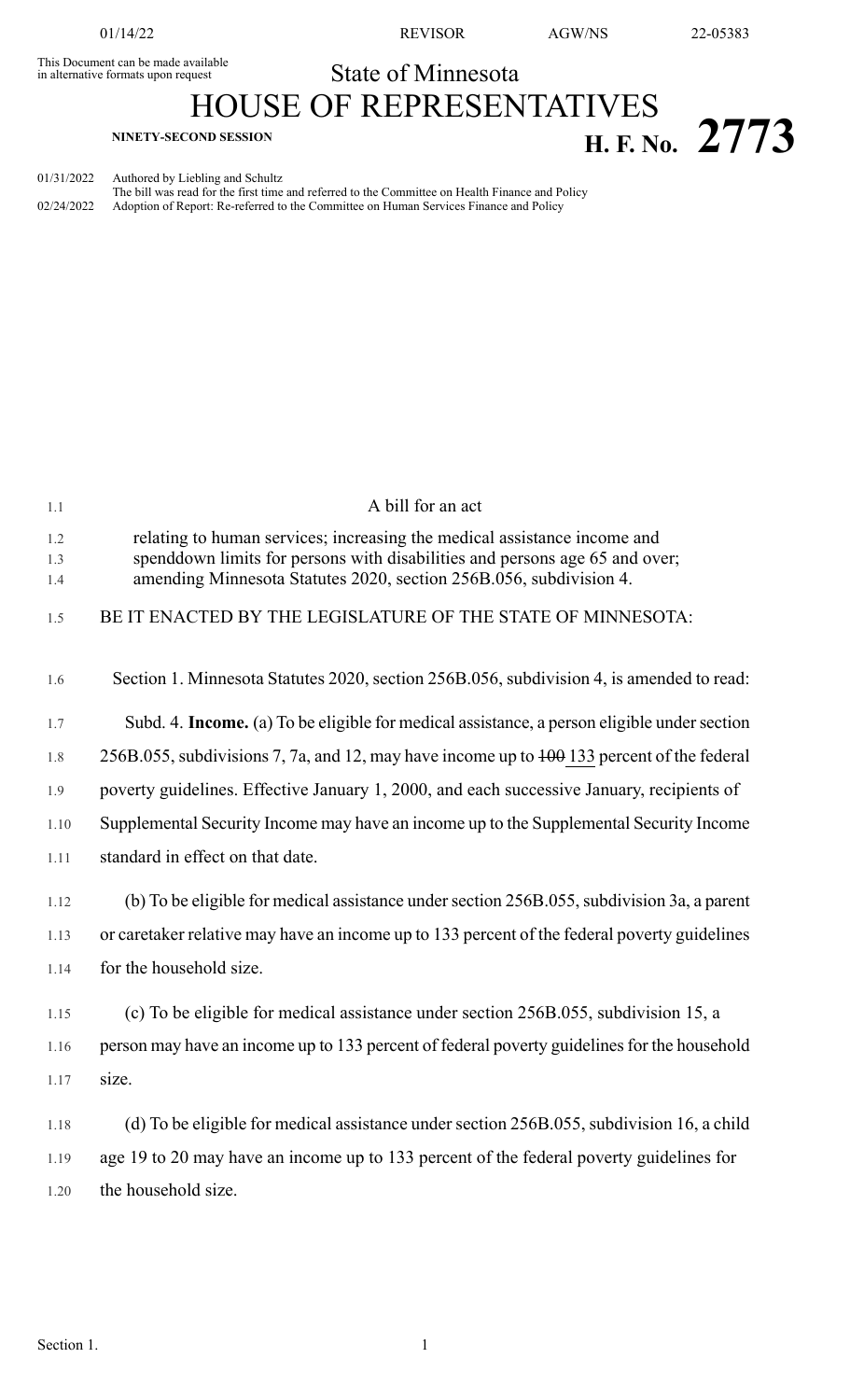This Document can be made available in alternative formats upon request

# State of Minnesota
# HOUSE OF REPRESENTATIVES

**NINETY-SECOND SESSION** **H. F. No. 2773**

01/31/2022 Authored by Liebling and Schultz
The bill was read for the first time and referred to the Committee on Health Finance and Policy
02/24/2022 Adoption of Report: Re-referred to the Committee on Human Services Finance and Policy

A bill for an act

relating to human services; increasing the medical assistance income and spenddown limits for persons with disabilities and persons age 65 and over; amending Minnesota Statutes 2020, section 256B.056, subdivision 4.

BE IT ENACTED BY THE LEGISLATURE OF THE STATE OF MINNESOTA:

Section 1. Minnesota Statutes 2020, section 256B.056, subdivision 4, is amended to read:

Subd. 4. **Income.** (a) To be eligible for medical assistance, a person eligible under section 256B.055, subdivisions 7, 7a, and 12, may have income up to ~~100~~ <u>133</u> percent of the federal poverty guidelines. Effective January 1, 2000, and each successive January, recipients of Supplemental Security Income may have an income up to the Supplemental Security Income standard in effect on that date.

(b) To be eligible for medical assistance under section 256B.055, subdivision 3a, a parent or caretaker relative may have an income up to 133 percent of the federal poverty guidelines for the household size.

(c) To be eligible for medical assistance under section 256B.055, subdivision 15, a person may have an income up to 133 percent of federal poverty guidelines for the household size.

(d) To be eligible for medical assistance under section 256B.055, subdivision 16, a child age 19 to 20 may have an income up to 133 percent of the federal poverty guidelines for the household size.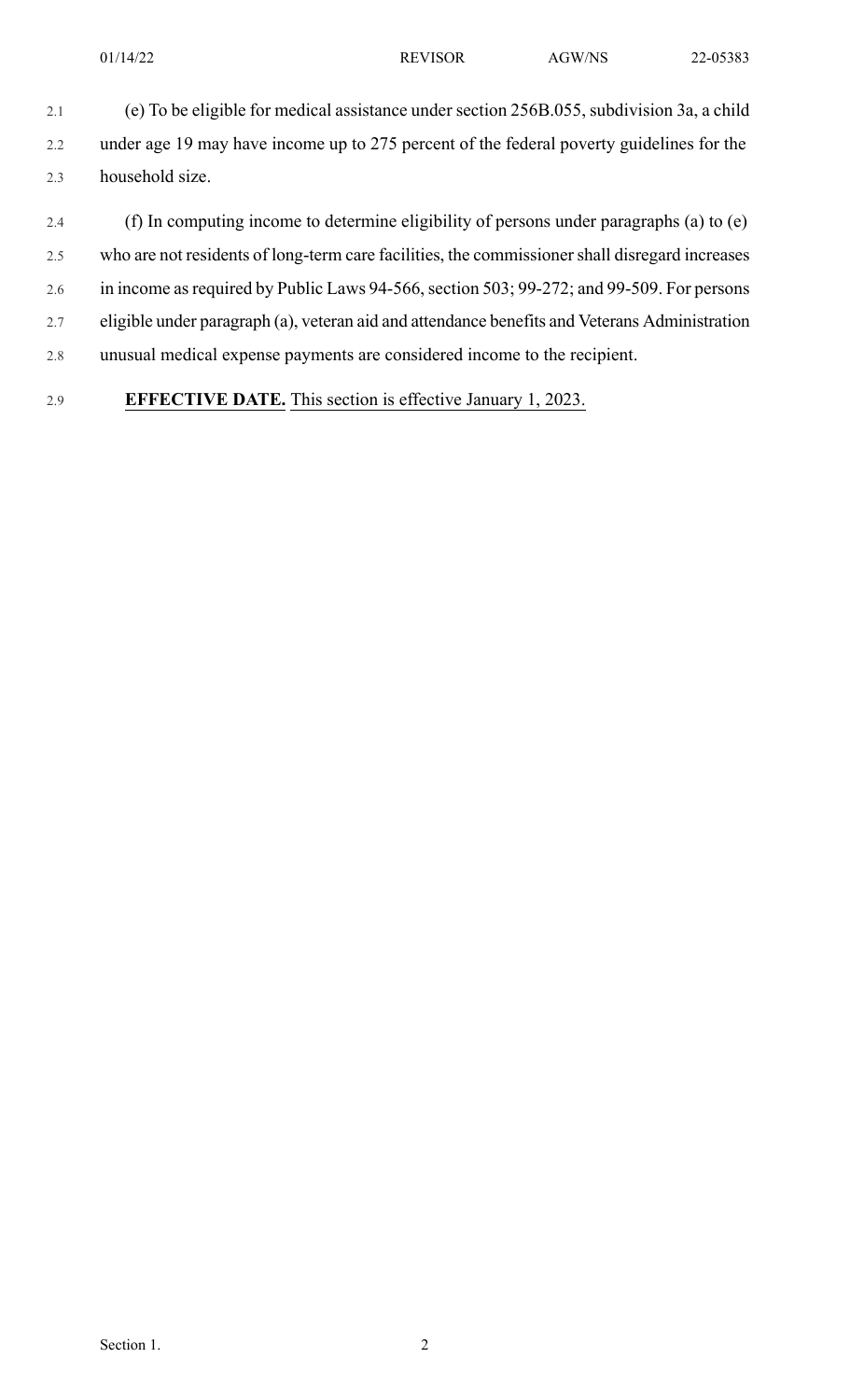(e) To be eligible for medical assistance under section 256B.055, subdivision 3a, a child under age 19 may have income up to 275 percent of the federal poverty guidelines for the household size.

(f) In computing income to determine eligibility of persons under paragraphs (a) to (e) who are not residents of long-term care facilities, the commissioner shall disregard increases in income as required by Public Laws 94-566, section 503; 99-272; and 99-509. For persons eligible under paragraph (a), veteran aid and attendance benefits and Veterans Administration unusual medical expense payments are considered income to the recipient.

**EFFECTIVE DATE.** This section is effective January 1, 2023.